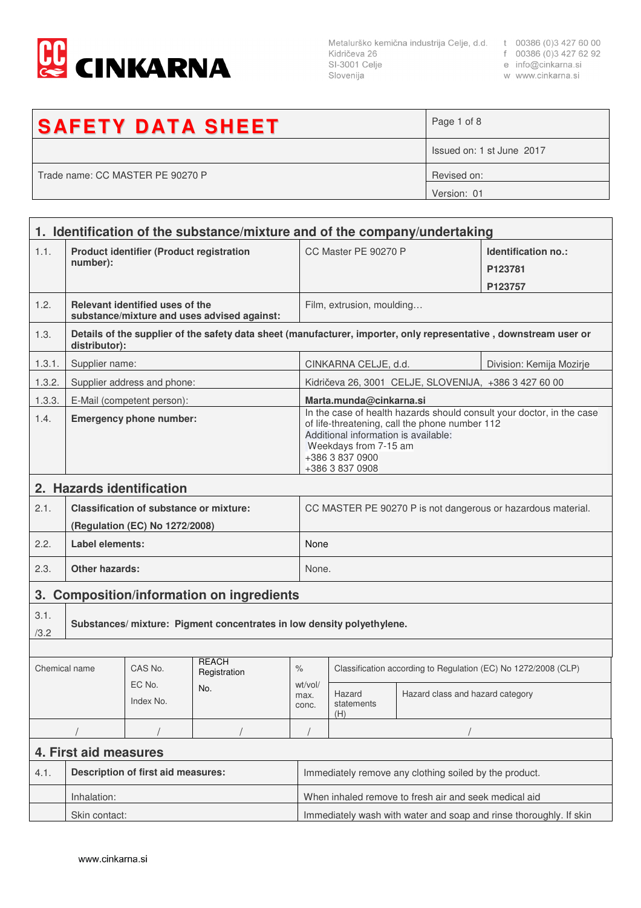CINKARNA

Metalurško kemična industrija Celje, d.d.
Kidričeva 26
SI-3001 Celje
Slovenija

t 00386 (0)3 427 60 00
f 00386 (0)3 427 62 92
e info@cinkarna.si
w www.cinkarna.si

| SAFETY DATA SHEET | |
|---|---|
| | Issued on: 1 st June 2017 |
| Trade name: CC MASTER PE 90270 P | Revised on: |
| | Version: 01 |

## 1. Identification of the substance/mixture and of the company/undertaking

| | | | |
|---|---|---|---|
| 1.1. | **Product identifier (Product registration number):** | CC Master PE 90270 P | **Identification no.:** **P123781** **P123757** |
| 1.2. | **Relevant identified uses of the substance/mixture and uses advised against:** | Film, extrusion, moulding… | |
| 1.3. | **Details of the supplier of the safety data sheet (manufacturer, importer, only representative , downstream user or distributor):** | | |
| 1.3.1. | Supplier name: | CINKARNA CELJE, d.d. | Division: Kemija Mozirje |
| 1.3.2. | Supplier address and phone: | Kidričeva 26, 3001 CELJE, SLOVENIJA, +386 3 427 60 00 | |
| 1.3.3. | E-Mail (competent person): | **Marta.munda@cinkarna.si** | |
| 1.4. | **Emergency phone number:** | In the case of health hazards should consult your doctor, in the case of life-threatening, call the phone number 112<br>Additional information is available:<br>Weekdays from 7-15 am<br>+386 3 837 0900<br>+386 3 837 0908 | |

## 2. Hazards identification

| | | |
|---|---|---|
| 2.1. | **Classification of substance or mixture:** **(Regulation (EC) No 1272/2008)** | CC MASTER PE 90270 P is not dangerous or hazardous material. |
| 2.2. | **Label elements:** | None |
| 2.3. | **Other hazards:** | None. |

## 3. Composition/information on ingredients

3.1./3.2 **Substances/ mixture: Pigment concentrates in low density polyethylene.**

| Chemical name | CAS No. EC No. Index No. | REACH Registration No. | % wt/vol/ max. conc. | Classification according to Regulation (EC) No 1272/2008 (CLP) | |
|---|---|---|---|---|---|
| | | | | Hazard statements (H) | Hazard class and hazard category |
| / | / | / | / | / | |

## 4. First aid measures

| | | |
|---|---|---|
| 4.1. | **Description of first aid measures:** | Immediately remove any clothing soiled by the product. |
| | Inhalation: | When inhaled remove to fresh air and seek medical aid |
| | Skin contact: | Immediately wash with water and soap and rinse thoroughly. If skin |

www.cinkarna.si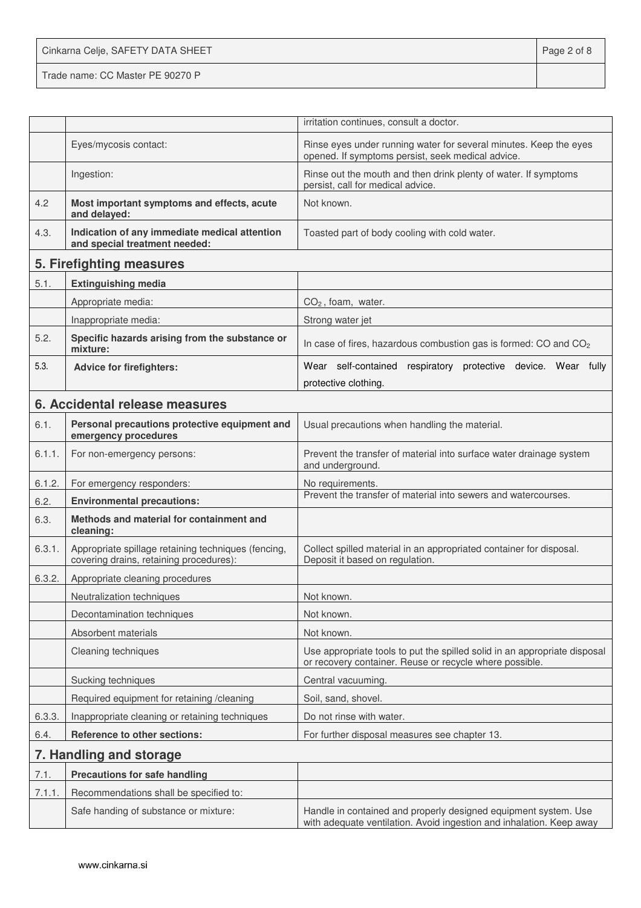| | | |
|---|---|---|
| | | irritation continues, consult a doctor. |
| | Eyes/mycosis contact: | Rinse eyes under running water for several minutes. Keep the eyes opened. If symptoms persist, seek medical advice. |
| | Ingestion: | Rinse out the mouth and then drink plenty of water. If symptoms persist, call for medical advice. |
| 4.2 | **Most important symptoms and effects, acute and delayed:** | Not known. |
| 4.3. | **Indication of any immediate medical attention and special treatment needed:** | Toasted part of body cooling with cold water. |

## 5. Firefighting measures

| | | |
|---|---|---|
| 5.1. | **Extinguishing media** | |
| | Appropriate media: | $CO_2$ , foam, water. |
| | Inappropriate media: | Strong water jet |
| 5.2. | **Specific hazards arising from the substance or mixture:** | In case of fires, hazardous combustion gas is formed: CO and $CO_2$ |
| 5.3. | **Advice for firefighters:** | Wear self-contained respiratory protective device. Wear fully protective clothing. |

## 6. Accidental release measures

| | | |
|---|---|---|
| 6.1. | **Personal precautions protective equipment and emergency procedures** | Usual precautions when handling the material. |
| 6.1.1. | For non-emergency persons: | Prevent the transfer of material into surface water drainage system and underground. |
| 6.1.2. | For emergency responders: | No requirements. |
| 6.2. | **Environmental precautions:** | Prevent the transfer of material into sewers and watercourses. |
| 6.3. | **Methods and material for containment and cleaning:** | |
| 6.3.1. | Appropriate spillage retaining techniques (fencing, covering drains, retaining procedures): | Collect spilled material in an appropriated container for disposal. Deposit it based on regulation. |
| 6.3.2. | Appropriate cleaning procedures | |
| | Neutralization techniques | Not known. |
| | Decontamination techniques | Not known. |
| | Absorbent materials | Not known. |
| | Cleaning techniques | Use appropriate tools to put the spilled solid in an appropriate disposal or recovery container. Reuse or recycle where possible. |
| | Sucking techniques | Central vacuuming. |
| | Required equipment for retaining /cleaning | Soil, sand, shovel. |
| 6.3.3. | Inappropriate cleaning or retaining techniques | Do not rinse with water. |
| 6.4. | **Reference to other sections:** | For further disposal measures see chapter 13. |

## 7. Handling and storage

| | | |
|---|---|---|
| 7.1. | **Precautions for safe handling** | |
| 7.1.1. | Recommendations shall be specified to: | |
| | Safe handing of substance or mixture: | Handle in contained and properly designed equipment system. Use with adequate ventilation. Avoid ingestion and inhalation. Keep away |

www.cinkarna.si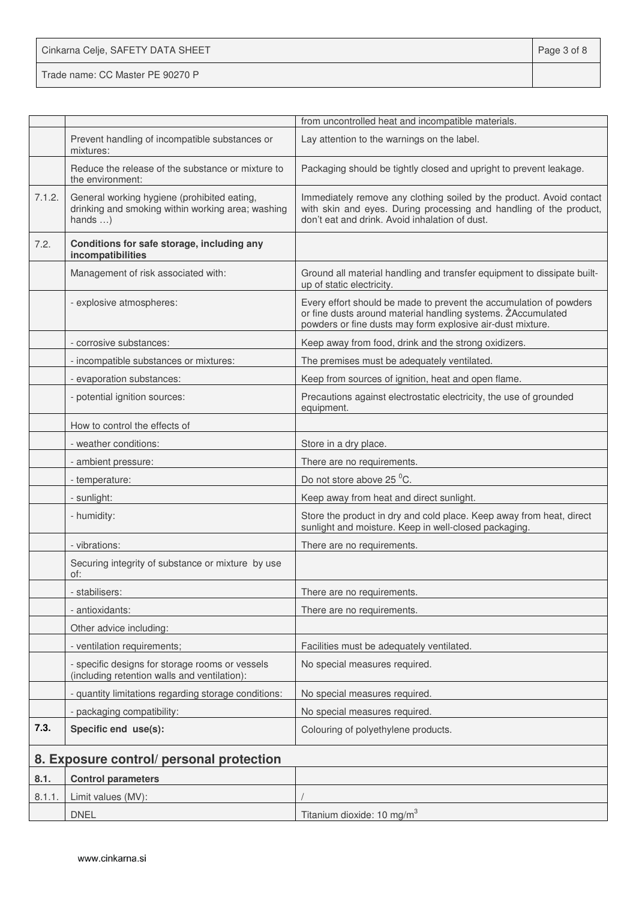| | | |
|---|---|---|
| | | from uncontrolled heat and incompatible materials. |
| | Prevent handling of incompatible substances or mixtures: | Lay attention to the warnings on the label. |
| | Reduce the release of the substance or mixture to the environment: | Packaging should be tightly closed and upright to prevent leakage. |
| 7.1.2. | General working hygiene (prohibited eating, drinking and smoking within working area; washing hands …) | Immediately remove any clothing soiled by the product. Avoid contact with skin and eyes. During processing and handling of the product, don't eat and drink. Avoid inhalation of dust. |
| 7.2. | **Conditions for safe storage, including any incompatibilities** | |
| | Management of risk associated with: | Ground all material handling and transfer equipment to dissipate built-up of static electricity. |
| | - explosive atmospheres: | Every effort should be made to prevent the accumulation of powders or fine dusts around material handling systems. ŽAccumulated powders or fine dusts may form explosive air-dust mixture. |
| | - corrosive substances: | Keep away from food, drink and the strong oxidizers. |
| | - incompatible substances or mixtures: | The premises must be adequately ventilated. |
| | - evaporation substances: | Keep from sources of ignition, heat and open flame. |
| | - potential ignition sources: | Precautions against electrostatic electricity, the use of grounded equipment. |
| | How to control the effects of | |
| | - weather conditions: | Store in a dry place. |
| | - ambient pressure: | There are no requirements. |
| | - temperature: | Do not store above 25 $^0$C. |
| | - sunlight: | Keep away from heat and direct sunlight. |
| | - humidity: | Store the product in dry and cold place. Keep away from heat, direct sunlight and moisture. Keep in well-closed packaging. |
| | - vibrations: | There are no requirements. |
| | Securing integrity of substance or mixture by use of: | |
| | - stabilisers: | There are no requirements. |
| | - antioxidants: | There are no requirements. |
| | Other advice including: | |
| | - ventilation requirements; | Facilities must be adequately ventilated. |
| | - specific designs for storage rooms or vessels (including retention walls and ventilation): | No special measures required. |
| | - quantity limitations regarding storage conditions: | No special measures required. |
| | - packaging compatibility: | No special measures required. |
| **7.3.** | **Specific end use(s):** | Colouring of polyethylene products. |

## 8. Exposure control/ personal protection

| | | |
|---|---|---|
| **8.1.** | **Control parameters** | |
| 8.1.1. | Limit values (MV): | / |
| | DNEL | Titanium dioxide: 10 mg/m$^3$ |

www.cinkarna.si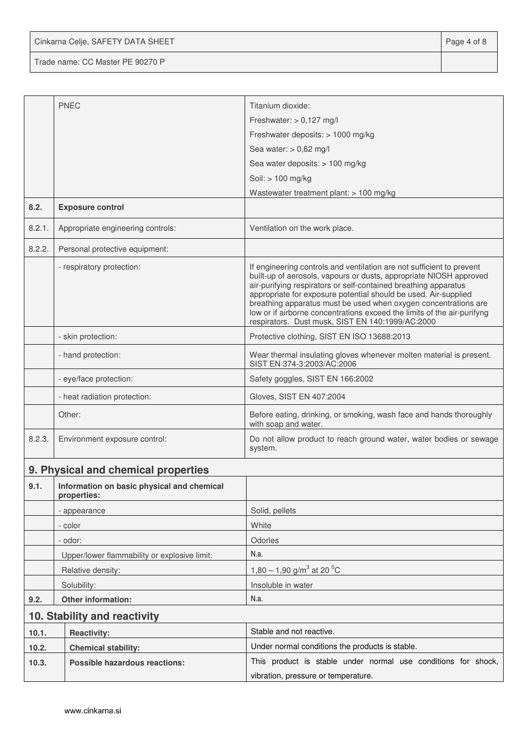| | | |
|---|---|---|
| | PNEC | Titanium dioxide:<br>Freshwater: > 0,127 mg/l<br>Freshwater deposits: > 1000 mg/kg<br>Sea water: > 0,62 mg/l<br>Sea water deposits: > 100 mg/kg<br>Soil: > 100 mg/kg<br>Wastewater treatment plant: > 100 mg/kg |
| **8.2.** | **Exposure control** | |
| 8.2.1. | Appropriate engineering controls: | Ventilation on the work place. |
| 8.2.2. | Personal protective equipment: | |
| | - respiratory protection: | If engineering controls and ventilation are not sufficient to prevent built-up of aerosols, vapours or dusts, appropriate NIOSH approved air-purifying respirators or self-contained breathing apparatus appropriate for exposure potential should be used. Air-supplied breathing apparatus must be used when oxygen concentrations are low or if airborne concentrations exceed the limits of the air-purifyng respirators. Dust musk, SIST EN 140:1999/AC:2000 |
| | - skin protection: | Protective clothing, SIST EN ISO 13688:2013 |
| | - hand protection: | Wear thermal insulating gloves whenever molten material is present. SIST EN 374-3:2003/AC:2006 |
| | - eye/face protection: | Safety goggles, SIST EN 166:2002 |
| | - heat radiation protection: | Gloves, SIST EN 407:2004 |
| | Other: | Before eating, drinking, or smoking, wash face and hands thoroughly with soap and water. |
| 8.2.3. | Environment exposure control: | Do not allow product to reach ground water, water bodies or sewage system. |

## 9. Physical and chemical properties

| | | |
|---|---|---|
| **9.1.** | **Information on basic physical and chemical properties:** | |
| | - appearance | Solid, pellets |
| | - color | White |
| | - odor: | Odorles |
| | Upper/lower flammability or explosive limit: | N.a. |
| | Relative density: | 1,80 – 1,90 g/m$^3$ at 20 $^0$C |
| | Solubility: | Insoluble in water |
| **9.2.** | **Other information:** | N.a. |

## 10. Stability and reactivity

| | | |
|---|---|---|
| **10.1.** | **Reactivity:** | Stable and not reactive. |
| **10.2.** | **Chemical stability:** | Under normal conditions the products is stable. |
| **10.3.** | **Possible hazardous reactions:** | This product is stable under normal use conditions for shock, vibration, pressure or temperature. |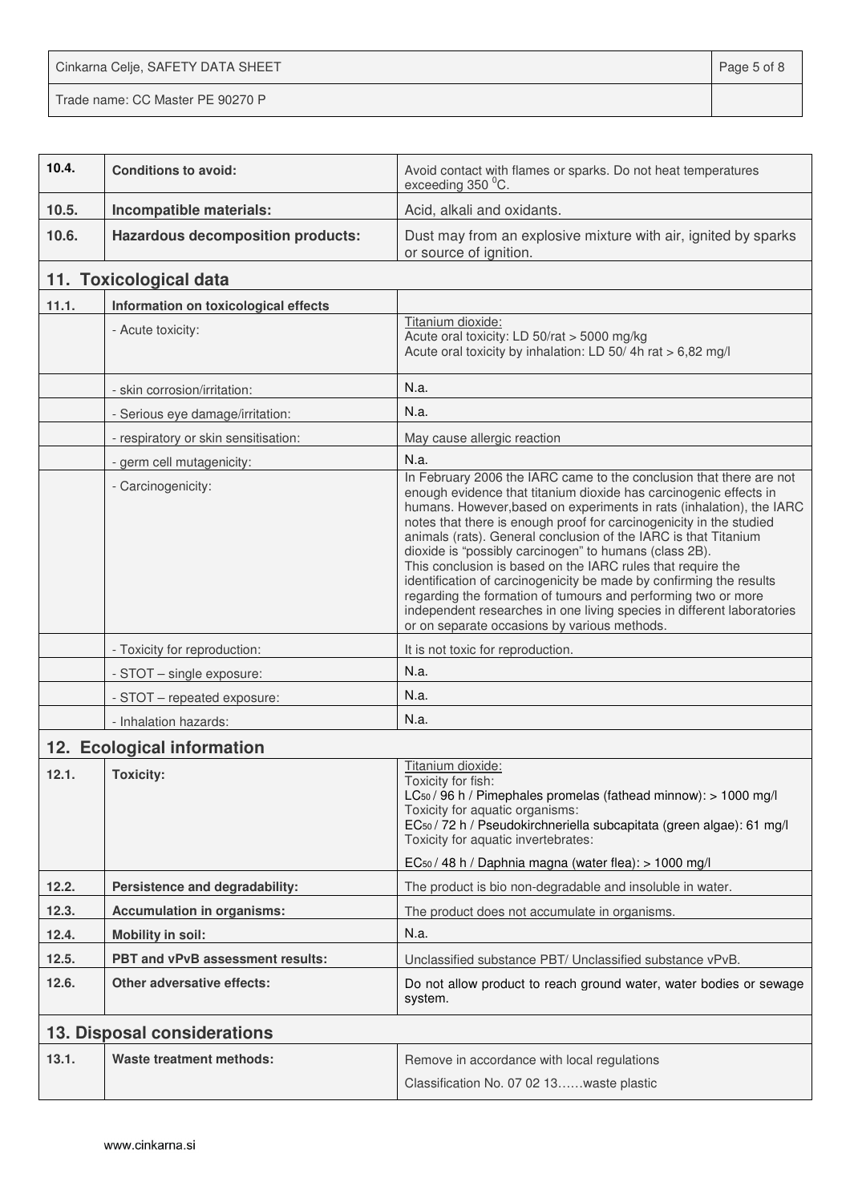| | | |
|---|---|---|
| **10.4.** | **Conditions to avoid:** | Avoid contact with flames or sparks. Do not heat temperatures exceeding 350 $^0$C. |
| **10.5.** | **Incompatible materials:** | Acid, alkali and oxidants. |
| **10.6.** | **Hazardous decomposition products:** | Dust may from an explosive mixture with air, ignited by sparks or source of ignition. |

## 11. Toxicological data

| | | |
|---|---|---|
| **11.1.** | **Information on toxicological effects** | |
| | - Acute toxicity: | Titanium dioxide:<br>Acute oral toxicity: LD 50/rat > 5000 mg/kg<br>Acute oral toxicity by inhalation: LD 50/ 4h rat > 6,82 mg/l |
| | - skin corrosion/irritation: | N.a. |
| | - Serious eye damage/irritation: | N.a. |
| | - respiratory or skin sensitisation: | May cause allergic reaction |
| | - germ cell mutagenicity: | N.a. |
| | - Carcinogenicity: | In February 2006 the IARC came to the conclusion that there are not enough evidence that titanium dioxide has carcinogenic effects in humans. However,based on experiments in rats (inhalation), the IARC notes that there is enough proof for carcinogenicity in the studied animals (rats). General conclusion of the IARC is that Titanium dioxide is "possibly carcinogen" to humans (class 2B).<br>This conclusion is based on the IARC rules that require the identification of carcinogenicity be made by confirming the results regarding the formation of tumours and performing two or more independent researches in one living species in different laboratories or on separate occasions by various methods. |
| | - Toxicity for reproduction: | It is not toxic for reproduction. |
| | - STOT – single exposure: | N.a. |
| | - STOT – repeated exposure: | N.a. |
| | - Inhalation hazards: | N.a. |

## 12. Ecological information

| | | |
|---|---|---|
| **12.1.** | **Toxicity:** | Titanium dioxide:<br>Toxicity for fish:<br>$LC_{50}$ / 96 h / Pimephales promelas (fathead minnow): > 1000 mg/l<br>Toxicity for aquatic organisms:<br>$EC_{50}$ / 72 h / Pseudokirchneriella subcapitata (green algae): 61 mg/l<br>Toxicity for aquatic invertebrates:<br>$EC_{50}$ / 48 h / Daphnia magna (water flea): > 1000 mg/l |
| **12.2.** | **Persistence and degradability:** | The product is bio non-degradable and insoluble in water. |
| **12.3.** | **Accumulation in organisms:** | The product does not accumulate in organisms. |
| **12.4.** | **Mobility in soil:** | N.a. |
| **12.5.** | **PBT and vPvB assessment results:** | Unclassified substance PBT/ Unclassified substance vPvB. |
| **12.6.** | **Other adversative effects:** | Do not allow product to reach ground water, water bodies or sewage system. |

## 13. Disposal considerations

| | | |
|---|---|---|
| **13.1.** | **Waste treatment methods:** | Remove in accordance with local regulations<br>Classification No. 07 02 13……waste plastic |

www.cinkarna.si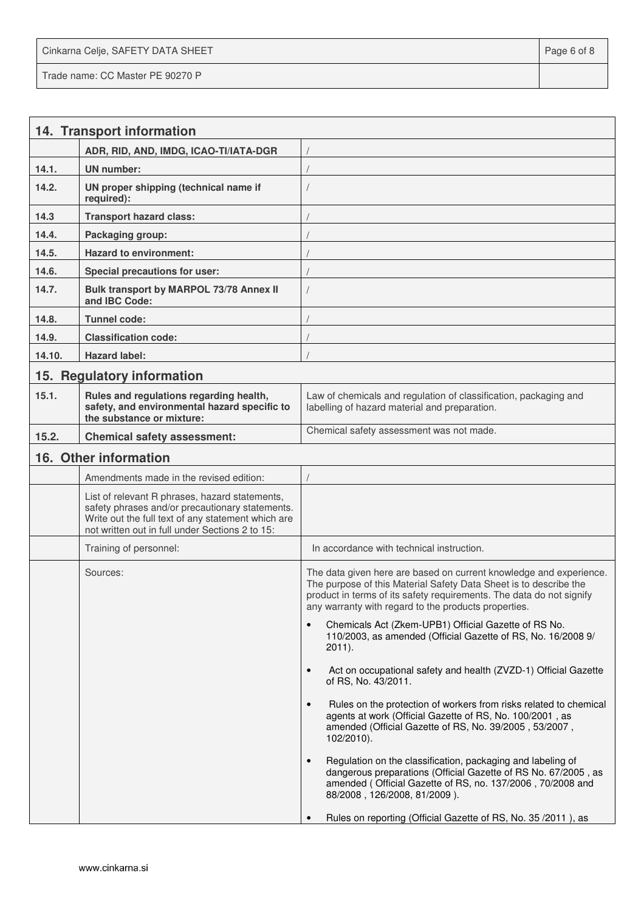## 14. Transport information

| | | |
|---|---|---|
| | **ADR, RID, AND, IMDG, ICAO-TI/IATA-DGR** | / |
| **14.1.** | **UN number:** | / |
| **14.2.** | **UN proper shipping (technical name if required):** | / |
| **14.3** | **Transport hazard class:** | / |
| **14.4.** | **Packaging group:** | / |
| **14.5.** | **Hazard to environment:** | / |
| **14.6.** | **Special precautions for user:** | / |
| **14.7.** | **Bulk transport by MARPOL 73/78 Annex II and IBC Code:** | / |
| **14.8.** | **Tunnel code:** | / |
| **14.9.** | **Classification code:** | / |
| **14.10.** | **Hazard label:** | / |

## 15. Regulatory information

| | | |
|---|---|---|
| **15.1.** | **Rules and regulations regarding health, safety, and environmental hazard specific to the substance or mixture:** | Law of chemicals and regulation of classification, packaging and labelling of hazard material and preparation. |
| **15.2.** | **Chemical safety assessment:** | Chemical safety assessment was not made. |

## 16. Other information

| | | |
|---|---|---|
| | Amendments made in the revised edition: | / |
| | List of relevant R phrases, hazard statements, safety phrases and/or precautionary statements. Write out the full text of any statement which are not written out in full under Sections 2 to 15: | |
| | Training of personnel: | In accordance with technical instruction. |
| | Sources: | The data given here are based on current knowledge and experience. The purpose of this Material Safety Data Sheet is to describe the product in terms of its safety requirements. The data do not signify any warranty with regard to the products properties.<br>• Chemicals Act (Zkem-UPB1) Official Gazette of RS No. 110/2003, as amended (Official Gazette of RS, No. 16/2008 9/ 2011).<br>• Act on occupational safety and health (ZVZD-1) Official Gazette of RS, No. 43/2011.<br>• Rules on the protection of workers from risks related to chemical agents at work (Official Gazette of RS, No. 100/2001 , as amended (Official Gazette of RS, No. 39/2005 , 53/2007 , 102/2010).<br>• Regulation on the classification, packaging and labeling of dangerous preparations (Official Gazette of RS No. 67/2005 , as amended ( Official Gazette of RS, no. 137/2006 , 70/2008 and 88/2008 , 126/2008, 81/2009 ).<br>• Rules on reporting (Official Gazette of RS, No. 35 /2011 ), as |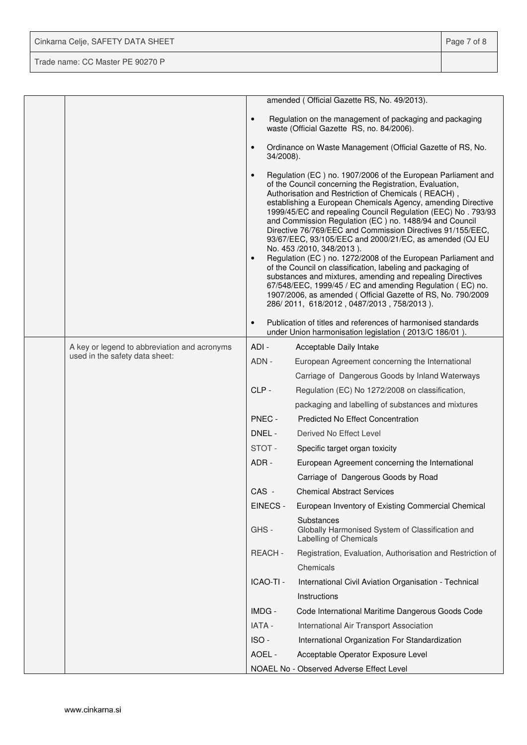| | | |
|---|---|---|
| | | amended ( Official Gazette RS, No. 49/2013).<br><br>• Regulation on the management of packaging and packaging waste (Official Gazette RS, no. 84/2006).<br><br>• Ordinance on Waste Management (Official Gazette of RS, No. 34/2008).<br><br>• Regulation (EC ) no. 1907/2006 of the European Parliament and of the Council concerning the Registration, Evaluation, Authorisation and Restriction of Chemicals ( REACH) , establishing a European Chemicals Agency, amending Directive 1999/45/EC and repealing Council Regulation (EEC) No . 793/93 and Commission Regulation (EC ) no. 1488/94 and Council Directive 76/769/EEC and Commission Directives 91/155/EEC, 93/67/EEC, 93/105/EEC and 2000/21/EC, as amended (OJ EU No. 453 /2010, 348/2013 ).<br>• Regulation (EC ) no. 1272/2008 of the European Parliament and of the Council on classification, labeling and packaging of substances and mixtures, amending and repealing Directives 67/548/EEC, 1999/45 / EC and amending Regulation ( EC) no. 1907/2006, as amended ( Official Gazette of RS, No. 790/2009 286/ 2011, 618/2012 , 0487/2013 , 758/2013 ).<br><br>• Publication of titles and references of harmonised standards under Union harmonisation legislation ( 2013/C 186/01 ). |
| | A key or legend to abbreviation and acronyms used in the safety data sheet: | ADI - Acceptable Daily Intake<br>ADN - European Agreement concerning the International Carriage of Dangerous Goods by Inland Waterways<br>CLP - Regulation (EC) No 1272/2008 on classification, packaging and labelling of substances and mixtures<br>PNEC - Predicted No Effect Concentration<br>DNEL - Derived No Effect Level<br>STOT - Specific target organ toxicity<br>ADR - European Agreement concerning the International Carriage of Dangerous Goods by Road<br>CAS - Chemical Abstract Services<br>EINECS - European Inventory of Existing Commercial Chemical Substances<br>GHS - Globally Harmonised System of Classification and Labelling of Chemicals<br>REACH - Registration, Evaluation, Authorisation and Restriction of Chemicals<br>ICAO-TI - International Civil Aviation Organisation - Technical Instructions<br>IMDG - Code International Maritime Dangerous Goods Code<br>IATA - International Air Transport Association<br>ISO - International Organization For Standardization<br>AOEL - Acceptable Operator Exposure Level<br>NOAEL No - Observed Adverse Effect Level |

www.cinkarna.si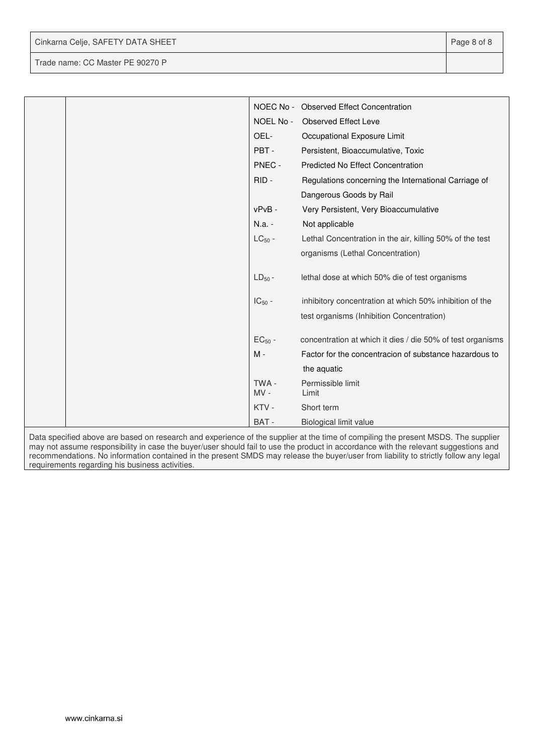| | | | |
|---|---|---|---|
| | | NOEC No - | Observed Effect Concentration |
| | | NOEL No - | Observed Effect Leve |
| | | OEL- | Occupational Exposure Limit |
| | | PBT - | Persistent, Bioaccumulative, Toxic |
| | | PNEC - | Predicted No Effect Concentration |
| | | RID - | Regulations concerning the International Carriage of Dangerous Goods by Rail |
| | | vPvB - | Very Persistent, Very Bioaccumulative |
| | | N.a. - | Not applicable |
| | | $LC_{50}$ - | Lethal Concentration in the air, killing 50% of the test organisms (Lethal Concentration) |
| | | $LD_{50}$ - | lethal dose at which 50% die of test organisms |
| | | $IC_{50}$ - | inhibitory concentration at which 50% inhibition of the test organisms (Inhibition Concentration) |
| | | $EC_{50}$ - | concentration at which it dies / die 50% of test organisms |
| | | M - | Factor for the concentracion of substance hazardous to the aquatic |
| | | TWA - | Permissible limit |
| | | MV - | Limit |
| | | KTV - | Short term |
| | | BAT - | Biological limit value |

Data specified above are based on research and experience of the supplier at the time of compiling the present MSDS. The supplier may not assume responsibility in case the buyer/user should fail to use the product in accordance with the relevant suggestions and recommendations. No information contained in the present SMDS may release the buyer/user from liability to strictly follow any legal requirements regarding his business activities.